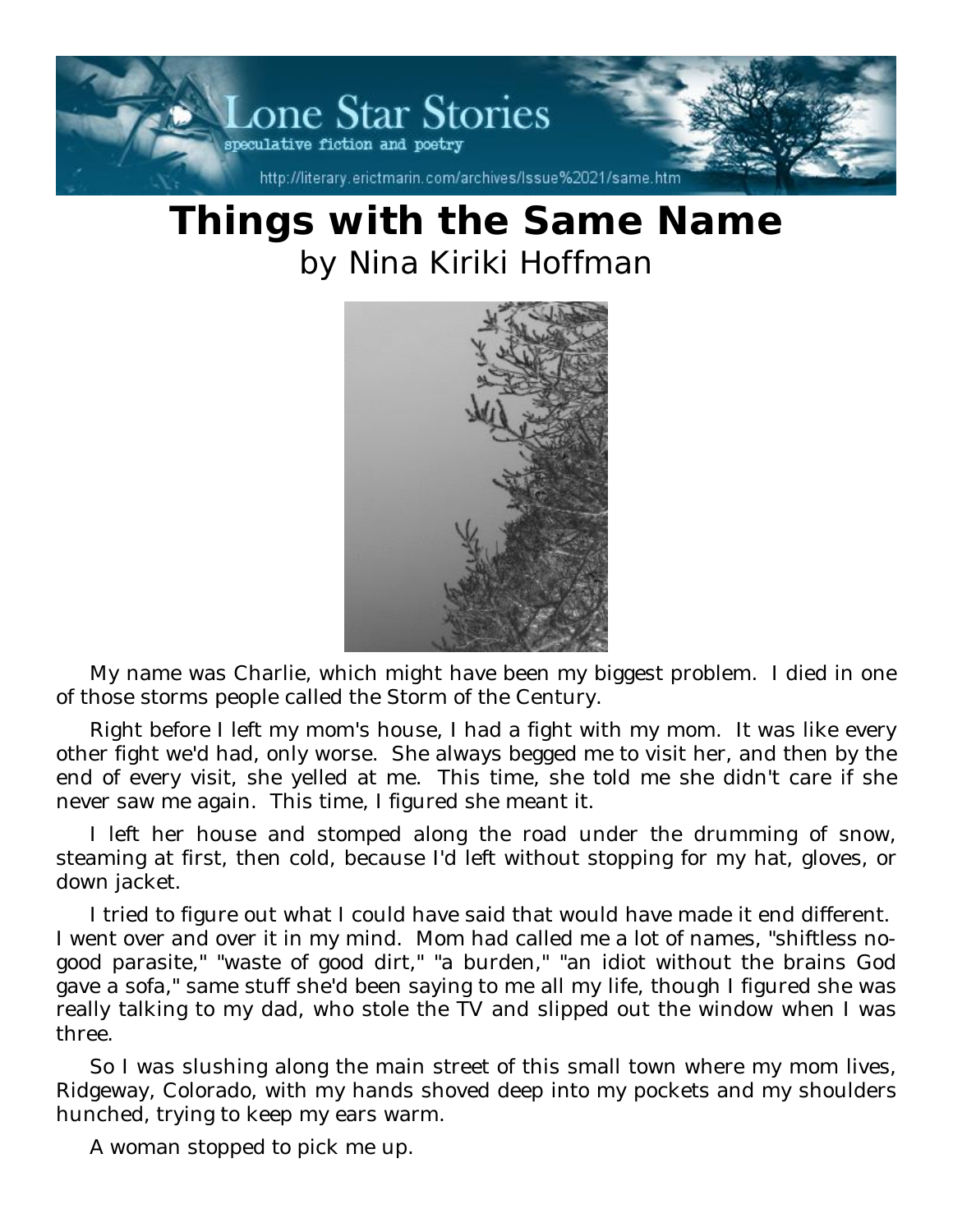# Things with the Same Name

by Nina Kiriki Hoffman

My name was Charlie, which might have been my biggest problem. I died in one of those storms people called the Storm of the Century.

Right before I left my mom's house, I had a fight with my mom. It was like every other fight we'd had, only worse. She always begged me to visit her, and then by the end of every visit, she yelled at me. This time, she told me she didn't care if she never saw me again. This time, I figured she meant it.

I left her house and stomped along the road under the drumming of snow, steaming at first, then cold, because I'd left without stopping for my hat, gloves, or down jacket.

I tried to figure out what I could have said that would have made it end different. I went over and over it in my mind. Mom had called me a lot of names, "shiftless no-good parasite," "waste of good dirt," "a burden," "an idiot without the brains God gave a sofa," same stuff she'd been saying to me all my life, though I figured she was really talking to my dad, who stole the TV and slipped out the window when I was three.

So I was slushing along the main street of this small town where my mom lives, Ridgeway, Colorado, with my hands shoved deep into my pockets and my shoulders hunched, trying to keep my ears warm.

A woman stopped to pick me up.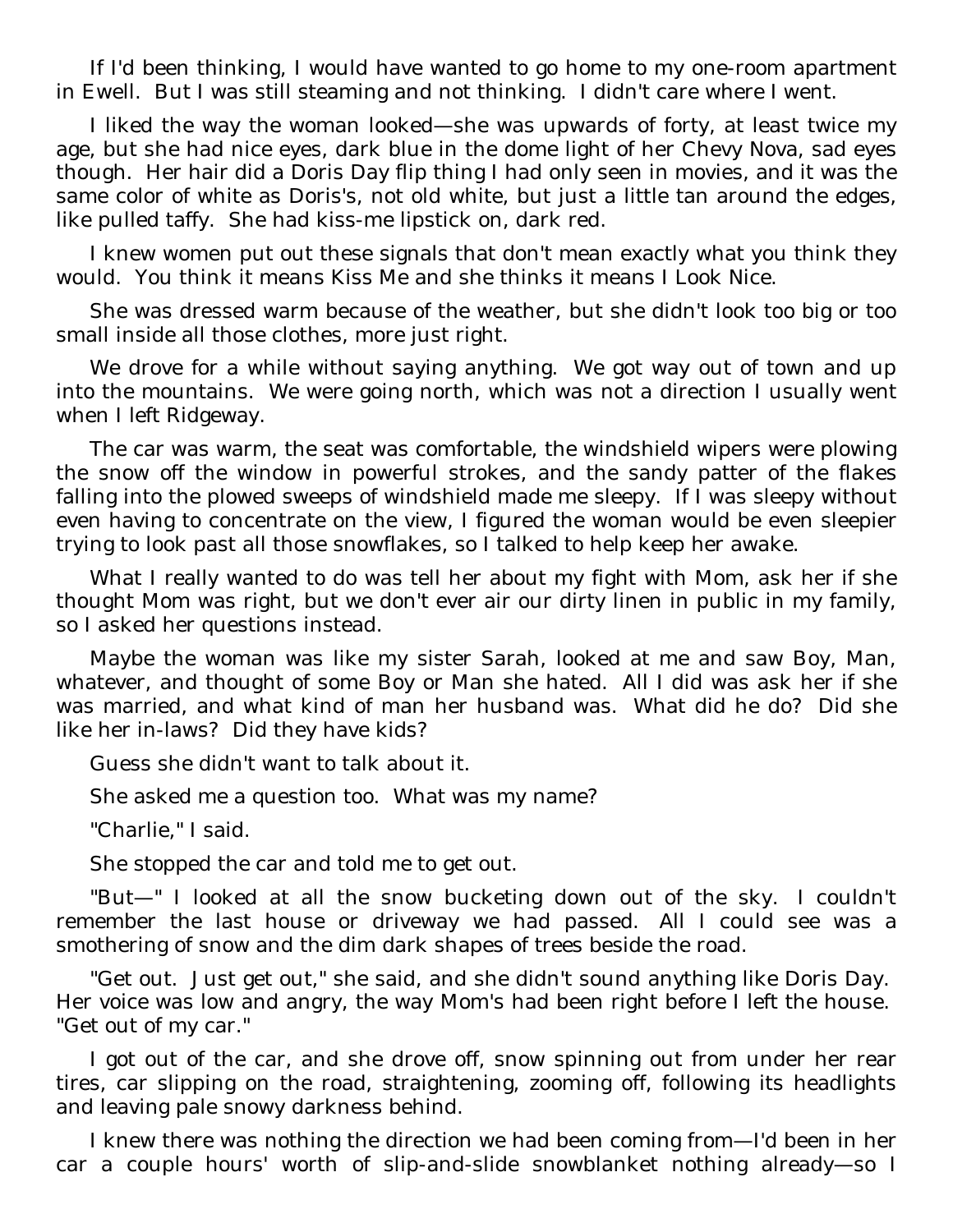If I'd been thinking, I would have wanted to go home to my one-room apartment in Ewell. But I was still steaming and not thinking. I didn't care where I went.

I liked the way the woman looked—she was upwards of forty, at least twice my age, but she had nice eyes, dark blue in the dome light of her Chevy Nova, sad eyes though. Her hair did a Doris Day flip thing I had only seen in movies, and it was the same color of white as Doris's, not old white, but just a little tan around the edges, like pulled taffy. She had kiss-me lipstick on, dark red.

I knew women put out these signals that don't mean exactly what you think they would. You think it means Kiss Me and she thinks it means I Look Nice.

She was dressed warm because of the weather, but she didn't look too big or too small inside all those clothes, more just right.

We drove for a while without saying anything. We got way out of town and up into the mountains. We were going north, which was not a direction I usually went when I left Ridgeway.

The car was warm, the seat was comfortable, the windshield wipers were plowing the snow off the window in powerful strokes, and the sandy patter of the flakes falling into the plowed sweeps of windshield made me sleepy. If I was sleepy without even having to concentrate on the view, I figured the woman would be even sleepier trying to look past all those snowflakes, so I talked to help keep her awake.

What I really wanted to do was tell her about my fight with Mom, ask her if she thought Mom was right, but we don't ever air our dirty linen in public in my family, so I asked her questions instead.

Maybe the woman was like my sister Sarah, looked at me and saw Boy, Man, whatever, and thought of some Boy or Man she hated. All I did was ask her if she was married, and what kind of man her husband was. What did he do? Did she like her in-laws? Did they have kids?

Guess she didn't want to talk about it.

She asked me a question too. What was my name?

"Charlie," I said.

She stopped the car and told me to get out.

"But—" I looked at all the snow bucketing down out of the sky. I couldn't remember the last house or driveway we had passed. All I could see was a smothering of snow and the dim dark shapes of trees beside the road.

"Get out. Just get out," she said, and she didn't sound anything like Doris Day. Her voice was low and angry, the way Mom's had been right before I left the house. "Get out of my car."

I got out of the car, and she drove off, snow spinning out from under her rear tires, car slipping on the road, straightening, zooming off, following its headlights and leaving pale snowy darkness behind.

I knew there was nothing the direction we had been coming from—I'd been in her car a couple hours' worth of slip-and-slide snowblanket nothing already—so I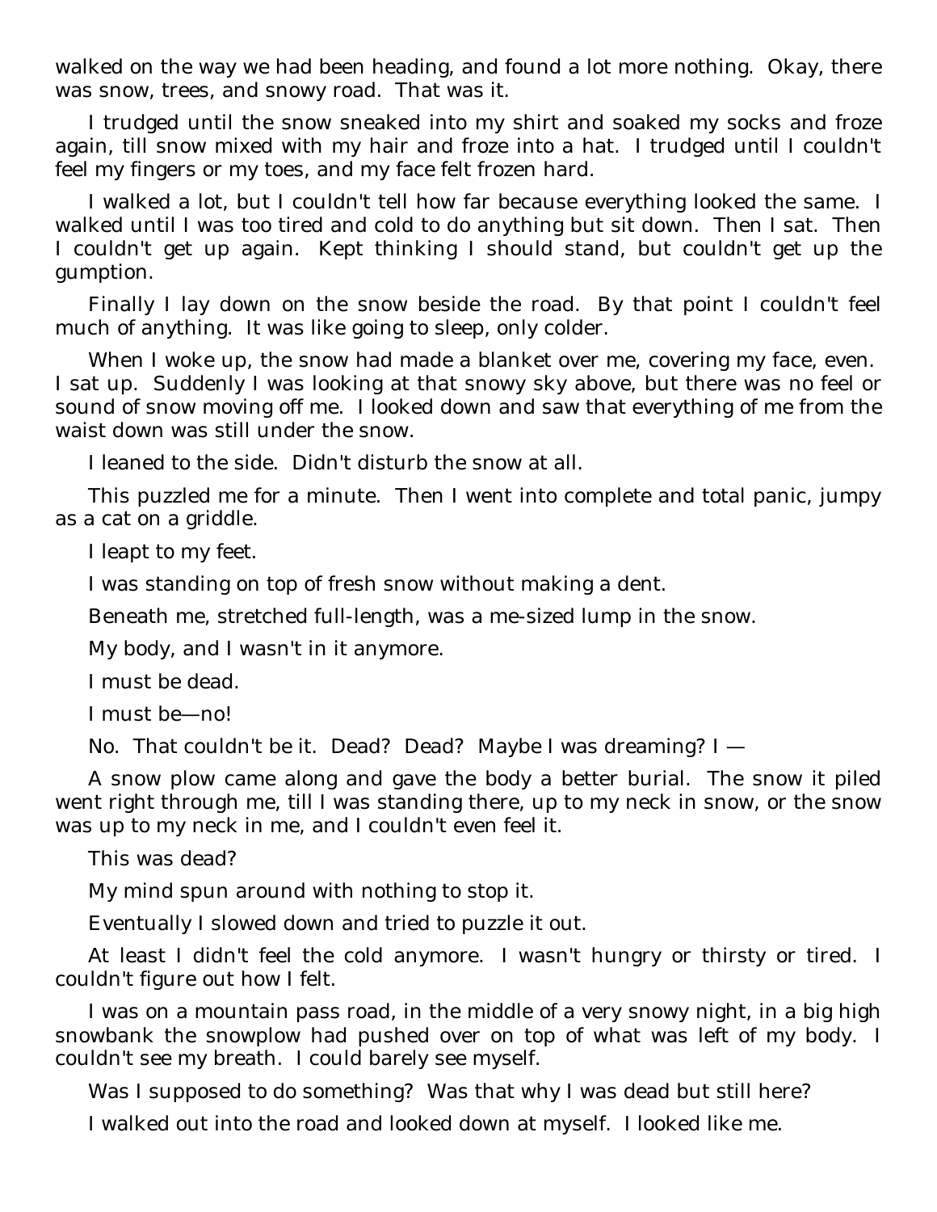walked on the way we had been heading, and found a lot more nothing. Okay, there was snow, trees, and snowy road. That was it.

I trudged until the snow sneaked into my shirt and soaked my socks and froze again, till snow mixed with my hair and froze into a hat. I trudged until I couldn't feel my fingers or my toes, and my face felt frozen hard.

I walked a lot, but I couldn't tell how far because everything looked the same. I walked until I was too tired and cold to do anything but sit down. Then I sat. Then I couldn't get up again. Kept thinking I should stand, but couldn't get up the gumption.

Finally I lay down on the snow beside the road. By that point I couldn't feel much of anything. It was like going to sleep, only colder.

When I woke up, the snow had made a blanket over me, covering my face, even. I sat up. Suddenly I was looking at that snowy sky above, but there was no feel or sound of snow moving off me. I looked down and saw that everything of me from the waist down was still under the snow.

I leaned to the side. Didn't disturb the snow at all.

This puzzled me for a minute. Then I went into complete and total panic, jumpy as a cat on a griddle.

I leapt to my feet.

I was standing on top of fresh snow without making a dent.

Beneath me, stretched full-length, was a me-sized lump in the snow.

My body, and I wasn't in it anymore.

I must be dead.

I must be—no!

No. That couldn't be it. Dead? Dead? Maybe I was dreaming? I —

A snow plow came along and gave the body a better burial. The snow it piled went right through me, till I was standing there, up to my neck in snow, or the snow was up to my neck in me, and I couldn't even feel it.

This was dead?

My mind spun around with nothing to stop it.

Eventually I slowed down and tried to puzzle it out.

At least I didn't feel the cold anymore. I wasn't hungry or thirsty or tired. I couldn't figure out how I felt.

I was on a mountain pass road, in the middle of a very snowy night, in a big high snowbank the snowplow had pushed over on top of what was left of my body. I couldn't see my breath. I could barely see myself.

Was I supposed to do something? Was that why I was dead but still here?

I walked out into the road and looked down at myself. I looked like me.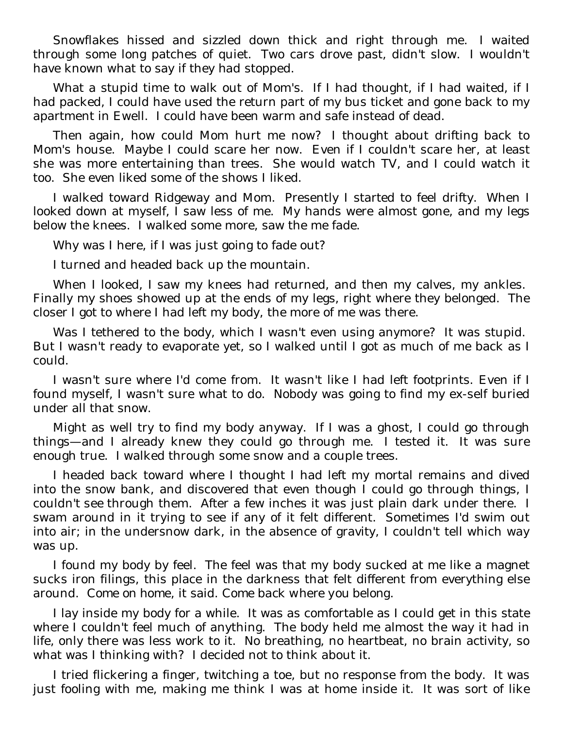Snowflakes hissed and sizzled down thick and right through me. I waited through some long patches of quiet. Two cars drove past, didn't slow. I wouldn't have known what to say if they had stopped.

What a stupid time to walk out of Mom's. If I had thought, if I had waited, if I had packed, I could have used the return part of my bus ticket and gone back to my apartment in Ewell. I could have been warm and safe instead of dead.

Then again, how could Mom hurt me now? I thought about drifting back to Mom's house. Maybe I could scare her now. Even if I couldn't scare her, at least she was more entertaining than trees. She would watch TV, and I could watch it too. She even liked some of the shows I liked.

I walked toward Ridgeway and Mom. Presently I started to feel drifty. When I looked down at myself, I saw less of me. My hands were almost gone, and my legs below the knees. I walked some more, saw the me fade.

Why was I here, if I was just going to fade out?

I turned and headed back up the mountain.

When I looked, I saw my knees had returned, and then my calves, my ankles. Finally my shoes showed up at the ends of my legs, right where they belonged. The closer I got to where I had left my body, the more of me was there.

Was I tethered to the body, which I wasn't even using anymore? It was stupid. But I wasn't ready to evaporate yet, so I walked until I got as much of me back as I could.

I wasn't sure where I'd come from. It wasn't like I had left footprints. Even if I found myself, I wasn't sure what to do. Nobody was going to find my ex-self buried under all that snow.

Might as well try to find my body anyway. If I was a ghost, I could go through things—and I already knew they could go through me. I tested it. It was sure enough true. I walked through some snow and a couple trees.

I headed back toward where I thought I had left my mortal remains and dived into the snow bank, and discovered that even though I could go through things, I couldn't see through them. After a few inches it was just plain dark under there. I swam around in it trying to see if any of it felt different. Sometimes I'd swim out into air; in the undersnow dark, in the absence of gravity, I couldn't tell which way was up.

I found my body by feel. The feel was that my body sucked at me like a magnet sucks iron filings, this place in the darkness that felt different from everything else around. *Come on home*, it said. *Come back where you belong.*

I lay inside my body for a while. It was as comfortable as I could get in this state where I couldn't feel much of anything. The body held me almost the way it had in life, only there was less work to it. No breathing, no heartbeat, no brain activity, so what was I thinking with? I decided not to think about it.

I tried flickering a finger, twitching a toe, but no response from the body. It was just fooling with me, making me think I was at home inside it. It was sort of like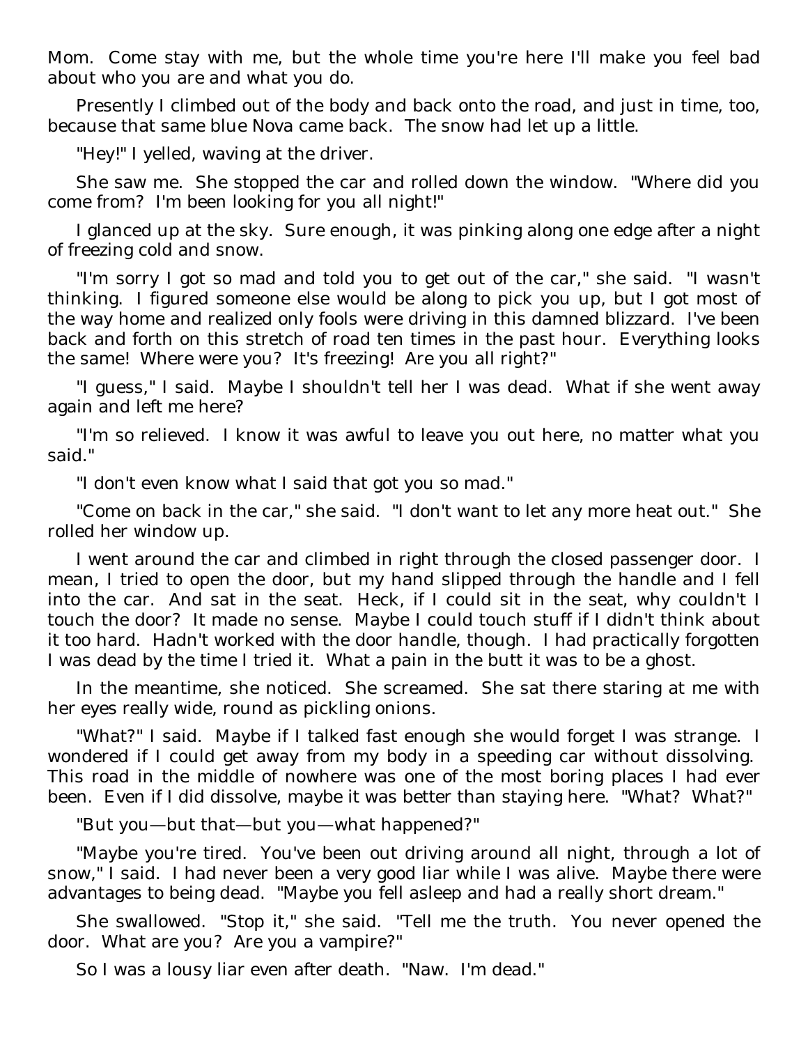Mom. Come stay with me, but the whole time you're here I'll make you feel bad about who you are and what you do.

Presently I climbed out of the body and back onto the road, and just in time, too, because that same blue Nova came back. The snow had let up a little.

"Hey!" I yelled, waving at the driver.

She saw me. She stopped the car and rolled down the window. "Where did you come from? I'm been looking for you all night!"

I glanced up at the sky. Sure enough, it was pinking along one edge after a night of freezing cold and snow.

"I'm sorry I got so mad and told you to get out of the car," she said. "I wasn't thinking. I figured someone else would be along to pick you up, but I got most of the way home and realized only fools were driving in this damned blizzard. I've been back and forth on this stretch of road ten times in the past hour. Everything looks the same! Where were you? It's freezing! Are you all right?"

"I guess," I said. Maybe I shouldn't tell her I was dead. What if she went away again and left me here?

"I'm so relieved. I know it was awful to leave you out here, no matter what you said."

"I don't even know what I said that got you so mad."

"Come on back in the car," she said. "I don't want to let any more heat out." She rolled her window up.

I went around the car and climbed in right through the closed passenger door. I mean, I tried to open the door, but my hand slipped through the handle and I fell into the car. And sat in the seat. Heck, if I could sit in the seat, why couldn't I touch the door? It made no sense. Maybe I could touch stuff if I didn't think about it too hard. Hadn't worked with the door handle, though. I had practically forgotten I was dead by the time I tried it. What a pain in the butt it was to be a ghost.

In the meantime, she noticed. She screamed. She sat there staring at me with her eyes really wide, round as pickling onions.

"What?" I said. Maybe if I talked fast enough she would forget I was strange. I wondered if I could get away from my body in a speeding car without dissolving. This road in the middle of nowhere was one of the most boring places I had ever been. Even if I did dissolve, maybe it was better than staying here. "What? What?"

"But you—but that—but you—what happened?"

"Maybe you're tired. You've been out driving around all night, through a lot of snow," I said. I had never been a very good liar while I was alive. Maybe there were advantages to being dead. "Maybe you fell asleep and had a really short dream."

She swallowed. "Stop it," she said. "Tell me the truth. You never opened the door. What are you? Are you a vampire?"

So I was a lousy liar even after death. "Naw. I'm dead."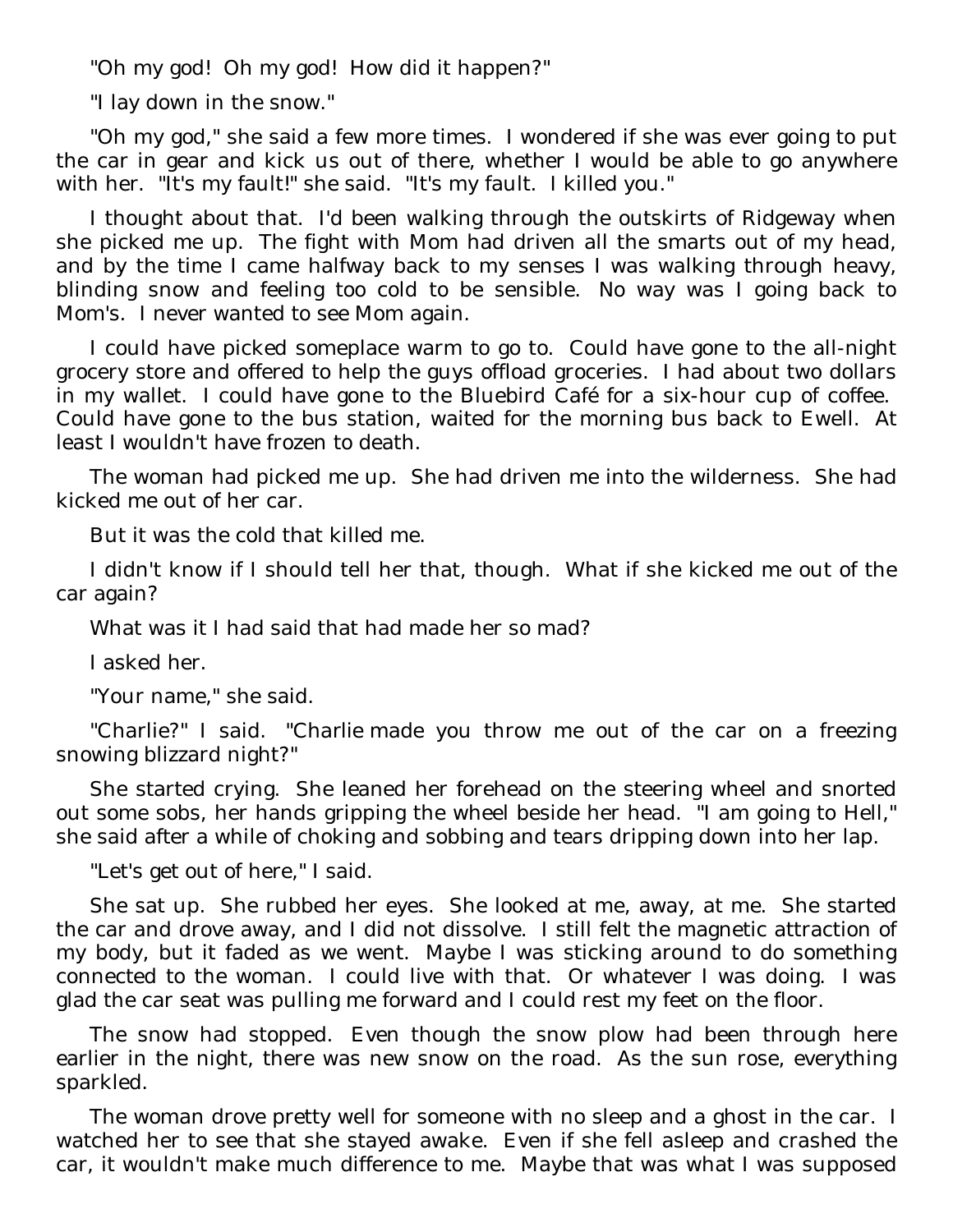"Oh my god! Oh my god! How did it happen?"

"I lay down in the snow."

"Oh my god," she said a few more times. I wondered if she was ever going to put the car in gear and kick us out of there, whether I would be able to go anywhere with her. "It's my fault!" she said. "It's my fault. I killed you."

I thought about that. I'd been walking through the outskirts of Ridgeway when she picked me up. The fight with Mom had driven all the smarts out of my head, and by the time I came halfway back to my senses I was walking through heavy, blinding snow and feeling too cold to be sensible. No way was I going back to Mom's. I never wanted to see Mom again.

I could have picked someplace warm to go to. Could have gone to the all-night grocery store and offered to help the guys offload groceries. I had about two dollars in my wallet. I could have gone to the Bluebird Café for a six-hour cup of coffee. Could have gone to the bus station, waited for the morning bus back to Ewell. At least I wouldn't have frozen to death.

The woman had picked me up. She had driven me into the wilderness. She had kicked me out of her car.

But it was the cold that killed me.

I didn't know if I should tell her that, though. What if she kicked me out of the car again?

What was it I had said that had made her so mad?

I asked her.

"Your name," she said.

"Charlie?" I said. "Charlie made you throw me out of the car on a freezing snowing blizzard night?"

She started crying. She leaned her forehead on the steering wheel and snorted out some sobs, her hands gripping the wheel beside her head. "I am going to Hell," she said after a while of choking and sobbing and tears dripping down into her lap.

"Let's get out of here," I said.

She sat up. She rubbed her eyes. She looked at me, away, at me. She started the car and drove away, and I did not dissolve. I still felt the magnetic attraction of my body, but it faded as we went. Maybe I was sticking around to do something connected to the woman. I could live with that. Or whatever I was doing. I was glad the car seat was pulling me forward and I could rest my feet on the floor.

The snow had stopped. Even though the snow plow had been through here earlier in the night, there was new snow on the road. As the sun rose, everything sparkled.

The woman drove pretty well for someone with no sleep and a ghost in the car. I watched her to see that she stayed awake. Even if she fell asleep and crashed the car, it wouldn't make much difference to me. Maybe that was what I was supposed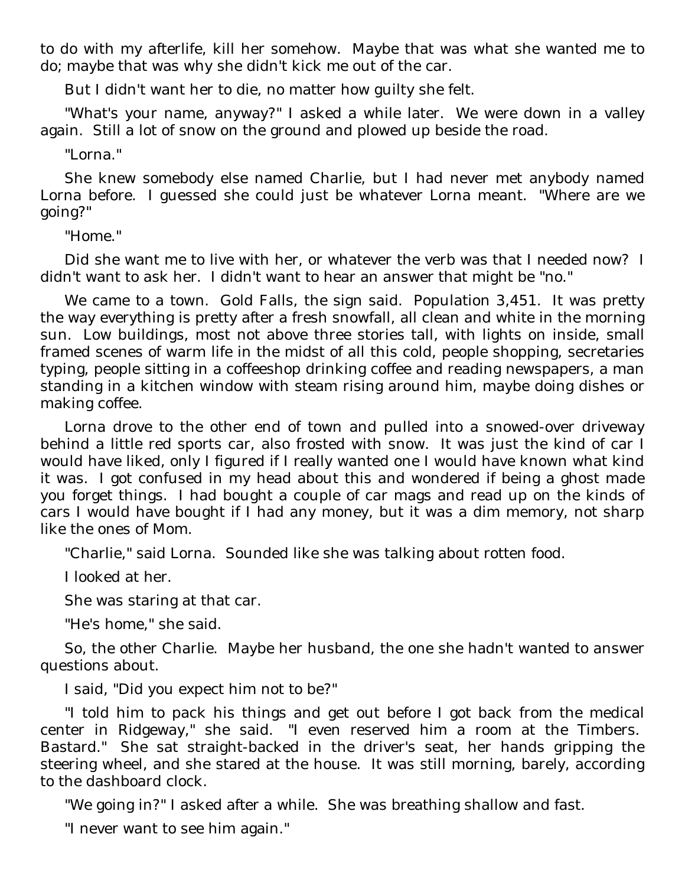to do with my afterlife, kill her somehow. Maybe that was what she wanted me to do; maybe that was why she didn't kick me out of the car.

But I didn't want her to die, no matter how guilty she felt.

"What's your name, anyway?" I asked a while later. We were down in a valley again. Still a lot of snow on the ground and plowed up beside the road.

"Lorna."

She knew somebody else named Charlie, but I had never met anybody named Lorna before. I guessed she could just be whatever Lorna meant. "Where are we going?"

"Home."

Did she want me to live with her, or whatever the verb was that I needed now? I didn't want to ask her. I didn't want to hear an answer that might be "no."

We came to a town. Gold Falls, the sign said. Population 3,451. It was pretty the way everything is pretty after a fresh snowfall, all clean and white in the morning sun. Low buildings, most not above three stories tall, with lights on inside, small framed scenes of warm life in the midst of all this cold, people shopping, secretaries typing, people sitting in a coffeeshop drinking coffee and reading newspapers, a man standing in a kitchen window with steam rising around him, maybe doing dishes or making coffee.

Lorna drove to the other end of town and pulled into a snowed-over driveway behind a little red sports car, also frosted with snow. It was just the kind of car I would have liked, only I figured if I really wanted one I would have known what kind it was. I got confused in my head about this and wondered if being a ghost made you forget things. I had bought a couple of car mags and read up on the kinds of cars I would have bought if I had any money, but it was a dim memory, not sharp like the ones of Mom.

"Charlie," said Lorna. Sounded like she was talking about rotten food.

I looked at her.

She was staring at that car.

"He's home," she said.

So, the other Charlie. Maybe her husband, the one she hadn't wanted to answer questions about.

I said, "Did you expect him not to be?"

"I told him to pack his things and get out before I got back from the medical center in Ridgeway," she said. "I even reserved him a room at the Timbers. Bastard." She sat straight-backed in the driver's seat, her hands gripping the steering wheel, and she stared at the house. It was still morning, barely, according to the dashboard clock.

"We going in?" I asked after a while. She was breathing shallow and fast.

"I never want to see him again."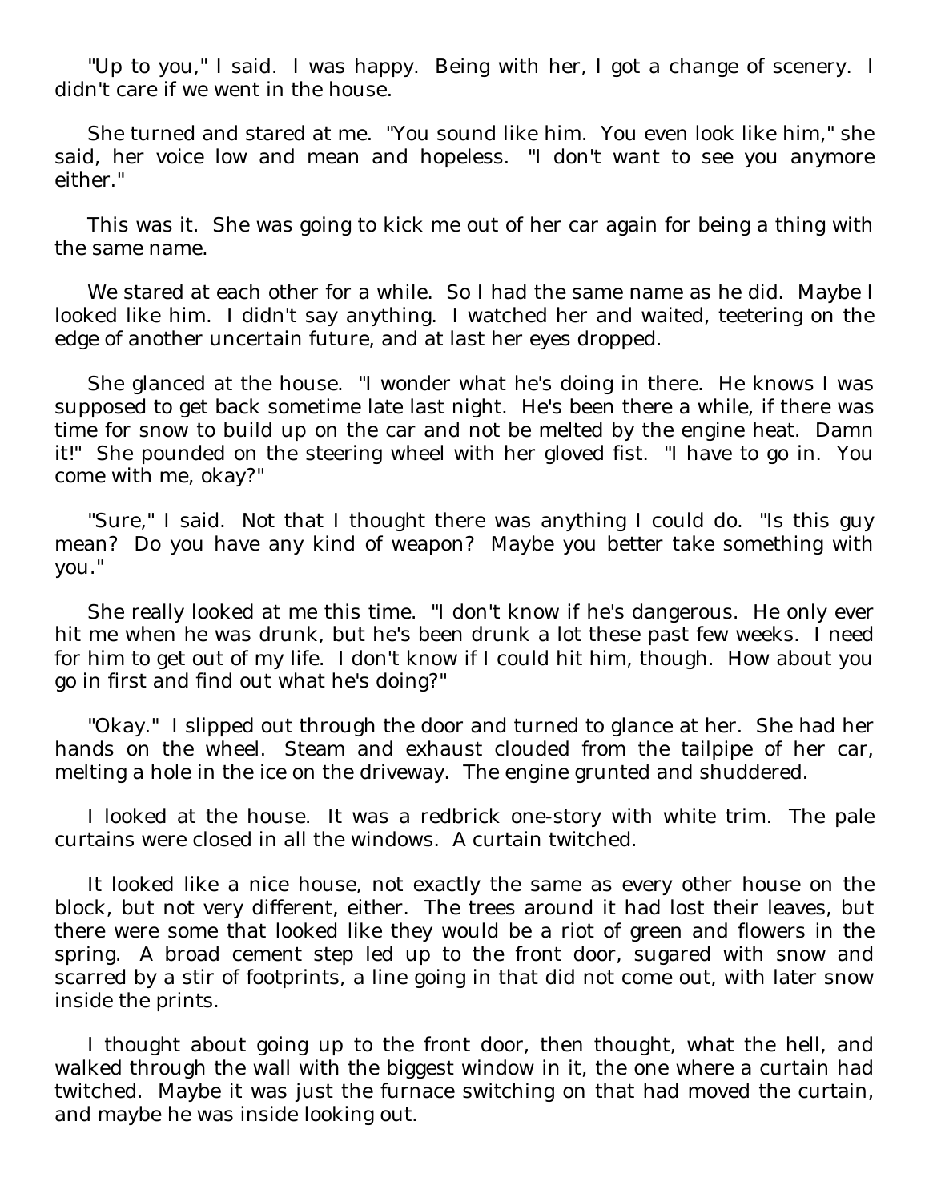"Up to you," I said. I was happy. Being with her, I got a change of scenery. I didn't care if we went in the house.

She turned and stared at me. "You sound like him. You even look like him," she said, her voice low and mean and hopeless. "I don't want to see you anymore either."

This was it. She was going to kick me out of her car again for being a thing with the same name.

We stared at each other for a while. So I had the same name as he did. Maybe I looked like him. I didn't say anything. I watched her and waited, teetering on the edge of another uncertain future, and at last her eyes dropped.

She glanced at the house. "I wonder what he's doing in there. He knows I was supposed to get back sometime late last night. He's been there a while, if there was time for snow to build up on the car and not be melted by the engine heat. Damn it!" She pounded on the steering wheel with her gloved fist. "I have to go in. You come with me, okay?"

"Sure," I said. Not that I thought there was anything I could do. "Is this guy mean? Do you have any kind of weapon? Maybe you better take something with you."

She really looked at me this time. "I don't know if he's dangerous. He only ever hit me when he was drunk, but he's been drunk a lot these past few weeks. I need for him to get out of my life. I don't know if I could hit him, though. How about you go in first and find out what he's doing?"

"Okay." I slipped out through the door and turned to glance at her. She had her hands on the wheel. Steam and exhaust clouded from the tailpipe of her car, melting a hole in the ice on the driveway. The engine grunted and shuddered.

I looked at the house. It was a redbrick one-story with white trim. The pale curtains were closed in all the windows. A curtain twitched.

It looked like a nice house, not exactly the same as every other house on the block, but not very different, either. The trees around it had lost their leaves, but there were some that looked like they would be a riot of green and flowers in the spring. A broad cement step led up to the front door, sugared with snow and scarred by a stir of footprints, a line going in that did not come out, with later snow inside the prints.

I thought about going up to the front door, then thought, what the hell, and walked through the wall with the biggest window in it, the one where a curtain had twitched. Maybe it was just the furnace switching on that had moved the curtain, and maybe he was inside looking out.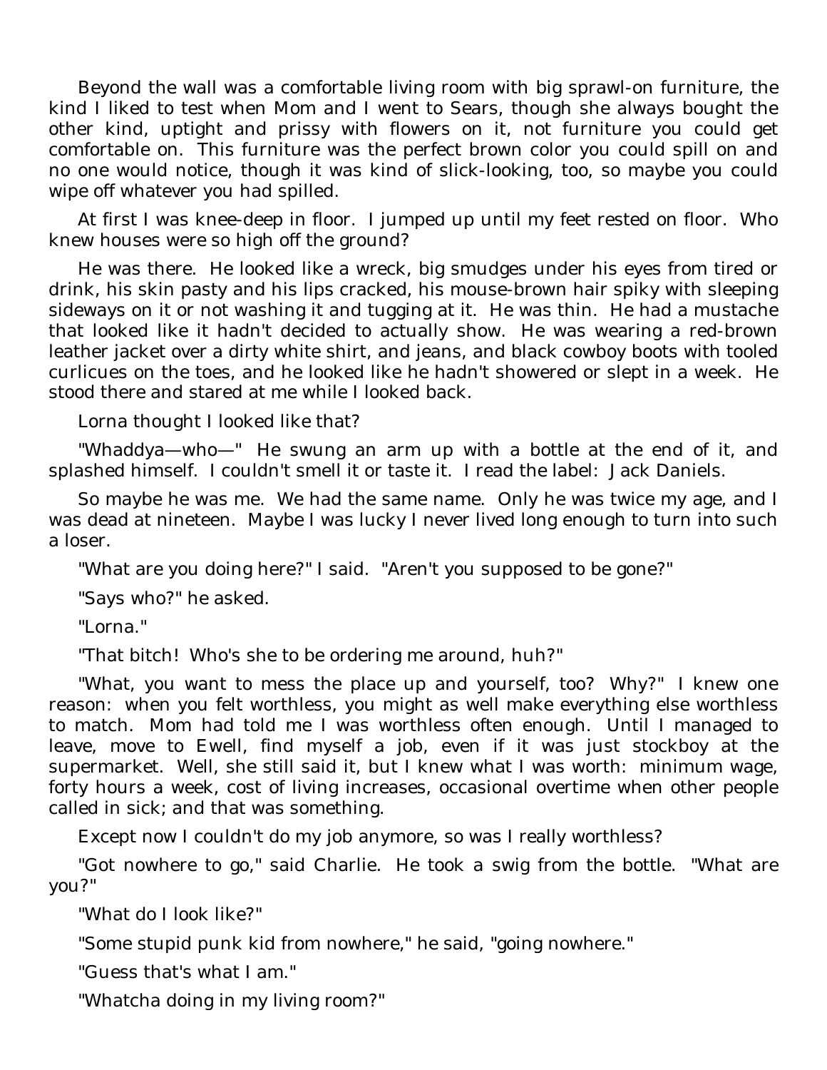Beyond the wall was a comfortable living room with big sprawl-on furniture, the kind I liked to test when Mom and I went to Sears, though she always bought the other kind, uptight and prissy with flowers on it, not furniture you could get comfortable on. This furniture was the perfect brown color you could spill on and no one would notice, though it was kind of slick-looking, too, so maybe you could wipe off whatever you had spilled.

At first I was knee-deep in floor. I jumped up until my feet rested on floor. Who knew houses were so high off the ground?

He was there. He looked like a wreck, big smudges under his eyes from tired or drink, his skin pasty and his lips cracked, his mouse-brown hair spiky with sleeping sideways on it or not washing it and tugging at it. He was thin. He had a mustache that looked like it hadn't decided to actually show. He was wearing a red-brown leather jacket over a dirty white shirt, and jeans, and black cowboy boots with tooled curlicues on the toes, and he looked like he hadn't showered or slept in a week. He stood there and stared at me while I looked back.

Lorna thought I looked like that?

"Whaddya—who—" He swung an arm up with a bottle at the end of it, and splashed himself. I couldn't smell it or taste it. I read the label: Jack Daniels.

So maybe he was me. We had the same name. Only he was twice my age, and I was dead at nineteen. Maybe I was lucky I never lived long enough to turn into such a loser.

"What are you doing here?" I said. "Aren't you supposed to be gone?"

"Says who?" he asked.

"Lorna."

"That bitch! Who's she to be ordering me around, huh?"

"What, you want to mess the place up and yourself, too? Why?" I knew one reason: when you felt worthless, you might as well make everything else worthless to match. Mom had told me I was worthless often enough. Until I managed to leave, move to Ewell, find myself a job, even if it was just stockboy at the supermarket. Well, she still said it, but I knew what I was worth: minimum wage, forty hours a week, cost of living increases, occasional overtime when other people called in sick; and that was something.

Except now I couldn't do my job anymore, so was I really worthless?

"Got nowhere to go," said Charlie. He took a swig from the bottle. "What are you?"

"What do I look like?"

"Some stupid punk kid from nowhere," he said, "going nowhere."

"Guess that's what I am."

"Whatcha doing in my living room?"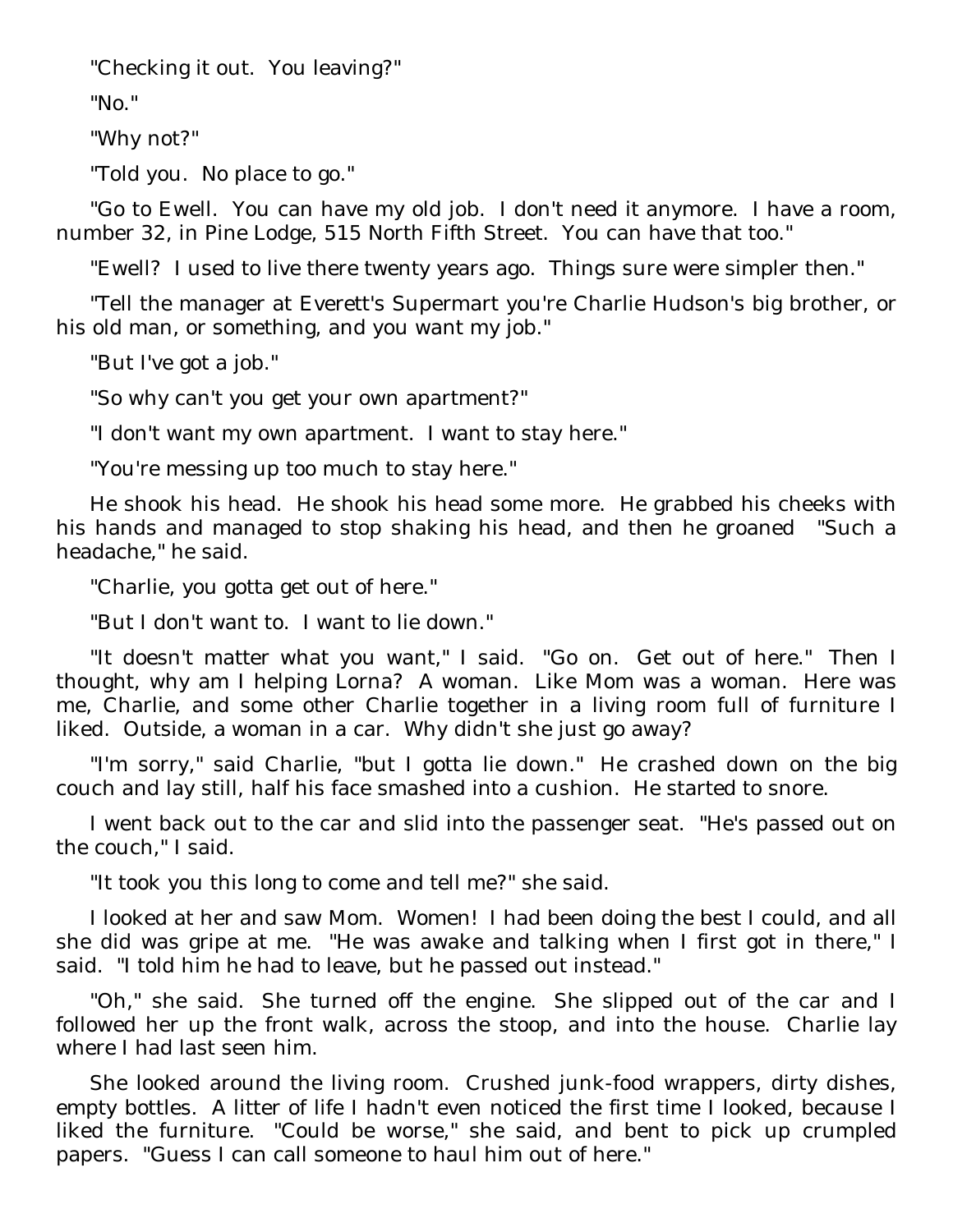"Checking it out. You leaving?"

"No."

"Why not?"

"Told you. No place to go."

"Go to Ewell. You can have my old job. I don't need it anymore. I have a room, number 32, in Pine Lodge, 515 North Fifth Street. You can have that too."

"Ewell? I used to live there twenty years ago. Things sure were simpler then."

"Tell the manager at Everett's Supermart you're Charlie Hudson's big brother, or his old man, or something, and you want my job."

"But I've got a job."

"So why can't you get your own apartment?"

"I don't want my own apartment. I want to stay here."

"You're messing up too much to stay here."

He shook his head. He shook his head some more. He grabbed his cheeks with his hands and managed to stop shaking his head, and then he groaned "Such a headache," he said.

"Charlie, you gotta get out of here."

"But I don't want to. I want to lie down."

"It doesn't matter what you want," I said. "Go on. Get out of here." Then I thought, why am I helping Lorna? A woman. Like Mom was a woman. Here was me, Charlie, and some other Charlie together in a living room full of furniture I liked. Outside, a woman in a car. Why didn't she just go away?

"I'm sorry," said Charlie, "but I gotta lie down." He crashed down on the big couch and lay still, half his face smashed into a cushion. He started to snore.

I went back out to the car and slid into the passenger seat. "He's passed out on the couch," I said.

"It took you this long to come and tell me?" she said.

I looked at her and saw Mom. Women! I had been doing the best I could, and all she did was gripe at me. "He was awake and talking when I first got in there," I said. "I told him he had to leave, but he passed out instead."

"Oh," she said. She turned off the engine. She slipped out of the car and I followed her up the front walk, across the stoop, and into the house. Charlie lay where I had last seen him.

She looked around the living room. Crushed junk-food wrappers, dirty dishes, empty bottles. A litter of life I hadn't even noticed the first time I looked, because I liked the furniture. "Could be worse," she said, and bent to pick up crumpled papers. "Guess I can call someone to haul him out of here."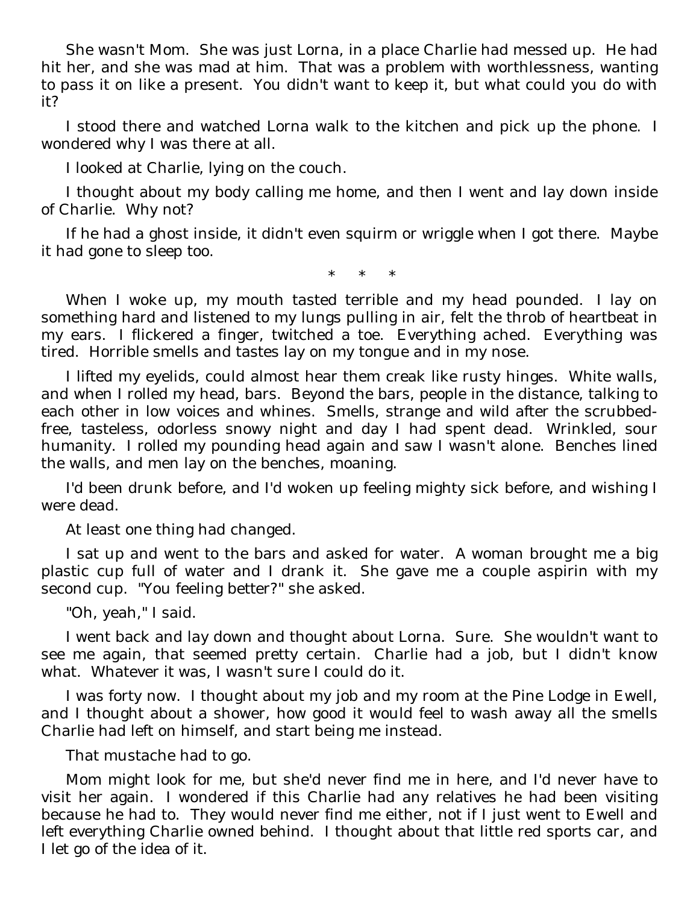She wasn't Mom. She was just Lorna, in a place Charlie had messed up. He had hit her, and she was mad at him. That was a problem with worthlessness, wanting to pass it on like a present. You didn't want to keep it, but what could you do with it?

I stood there and watched Lorna walk to the kitchen and pick up the phone. I wondered why I was there at all.

I looked at Charlie, lying on the couch.

I thought about my body calling me home, and then I went and lay down inside of Charlie. Why not?

If he had a ghost inside, it didn't even squirm or wriggle when I got there. Maybe it had gone to sleep too.

\* \* \*

When I woke up, my mouth tasted terrible and my head pounded. I lay on something hard and listened to my lungs pulling in air, felt the throb of heartbeat in my ears. I flickered a finger, twitched a toe. Everything ached. Everything was tired. Horrible smells and tastes lay on my tongue and in my nose.

I lifted my eyelids, could almost hear them creak like rusty hinges. White walls, and when I rolled my head, bars. Beyond the bars, people in the distance, talking to each other in low voices and whines. Smells, strange and wild after the scrubbed-free, tasteless, odorless snowy night and day I had spent dead. Wrinkled, sour humanity. I rolled my pounding head again and saw I wasn't alone. Benches lined the walls, and men lay on the benches, moaning.

I'd been drunk before, and I'd woken up feeling mighty sick before, and wishing I were dead.

At least one thing had changed.

I sat up and went to the bars and asked for water. A woman brought me a big plastic cup full of water and I drank it. She gave me a couple aspirin with my second cup. "You feeling better?" she asked.

"Oh, yeah," I said.

I went back and lay down and thought about Lorna. Sure. She wouldn't want to see me again, that seemed pretty certain. Charlie had a job, but I didn't know what. Whatever it was, I wasn't sure I could do it.

I was forty now. I thought about my job and my room at the Pine Lodge in Ewell, and I thought about a shower, how good it would feel to wash away all the smells Charlie had left on himself, and start being me instead.

That mustache had to go.

Mom might look for me, but she'd never find me in here, and I'd never have to visit her again. I wondered if this Charlie had any relatives he had been visiting because he had to. They would never find me either, not if I just went to Ewell and left everything Charlie owned behind. I thought about that little red sports car, and I let go of the idea of it.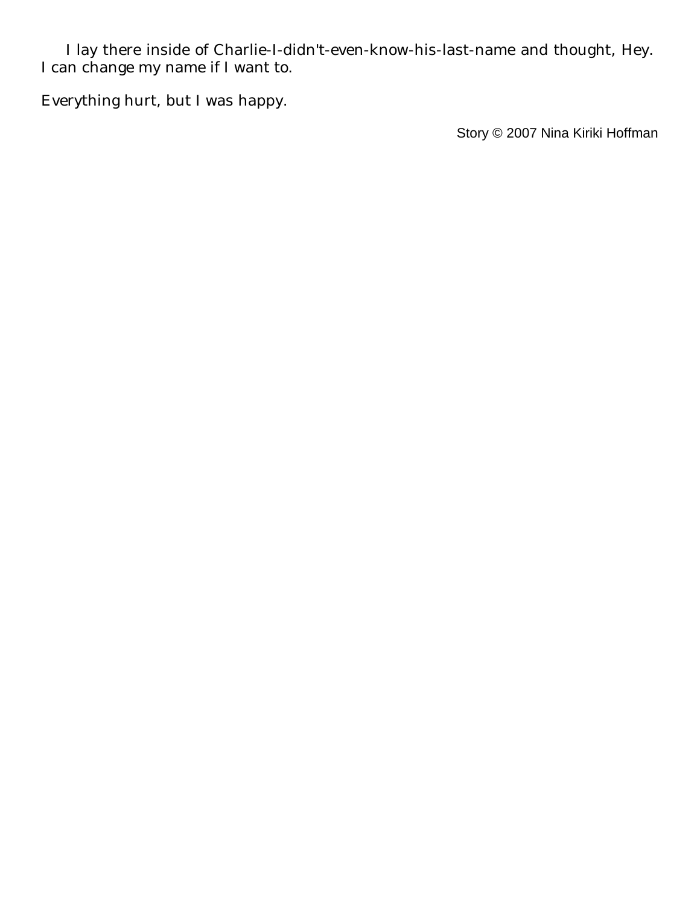I lay there inside of Charlie-I-didn't-even-know-his-last-name and thought, Hey. I can change my name if I want to.

Everything hurt, but I was happy.

Story © 2007 Nina Kiriki Hoffman